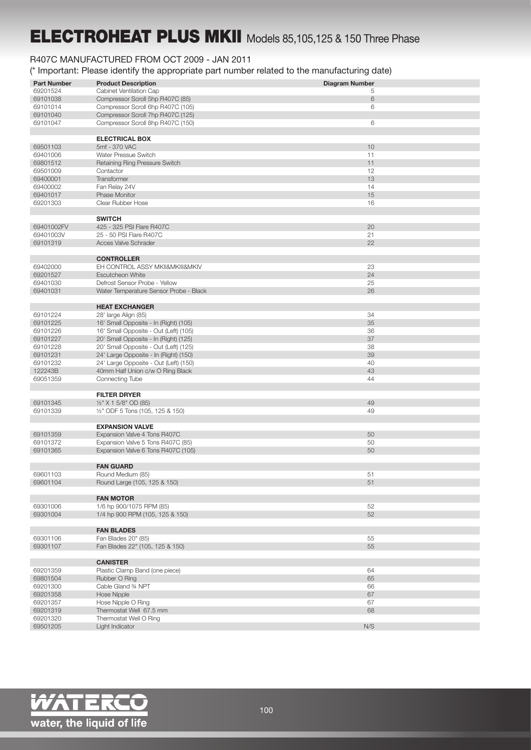# ELECTROHEAT PLUS MKII Models 85,105,125 & 150 Three Phase

R407C MANUFACTURED FROM OCT 2009 - JAN 2011

(* Important: Please identify the appropriate part number related to the manufacturing date)

| Part Number | Product Description | Diagram Number |
|---|---|---|
| 69201524 | Cabinet Ventilation Cap | 5 |
| 69101038 | Compressor Scroll 5hp R407C (85) | 6 |
| 69101014 | Compressor Scroll 6hp R407C (105) | 6 |
| 69101040 | Compressor Scroll 7hp R407C (125) | |
| 69101047 | Compressor Scroll 8hp R407C (150) | 6 |
| | | |
| | **ELECTRICAL BOX** | |
| 69501103 | 5mf - 370 VAC | 10 |
| 69401006 | Water Pressue Switch | 11 |
| 69801512 | Retaining Ring Pressure Switch | 11 |
| 69501009 | Contactor | 12 |
| 69400001 | Transformer | 13 |
| 69400002 | Fan Relay 24V | 14 |
| 69401017 | Phase Monitor | 15 |
| 69201303 | Clear Rubber Hose | 16 |
| | | |
| | **SWITCH** | |
| 69401002FV | 425 - 325 PSI Flare R407C | 20 |
| 69401003V | 25 - 50 PSI Flare R407C | 21 |
| 69101319 | Acces Valve Schrader | 22 |
| | | |
| | **CONTROLLER** | |
| 69402000 | EH CONTROL ASSY MKII&MKIII&MKIV | 23 |
| 69201527 | Escutcheon White | 24 |
| 69401030 | Defrost Sensor Probe - Yellow | 25 |
| 69401031 | Water Temperature Sensor Probe - Black | 26 |
| | | |
| | **HEAT EXCHANGER** | |
| 69101224 | 28' large Align (85) | 34 |
| 69101225 | 16' Small Opposite - In (Right) (105) | 35 |
| 69101226 | 16' Small Opposite - Out (Left) (105) | 36 |
| 69101227 | 20' Small Opposite - In (Right) (125) | 37 |
| 69101228 | 20' Small Opposite - Out (Left) (125) | 38 |
| 69101231 | 24' Large Opposite - In (Right) (150) | 39 |
| 69101232 | 24' Large Opposite - Out (Left) (150) | 40 |
| 122243B | 40mm Half Union c/w O Ring Black | 43 |
| 69051359 | Connecting Tube | 44 |
| | | |
| | **FILTER DRYER** | |
| 69101345 | ½" X 1 5/8" OD (85) | 49 |
| 69101339 | ½" ODF 5 Tons (105, 125 & 150) | 49 |
| | | |
| | **EXPANSION VALVE** | |
| 69101359 | Expansion Valve 4 Tons R407C | 50 |
| 69101372 | Expansion Valve 5 Tons R407C (85) | 50 |
| 69101365 | Expansion Valve 6 Tons R407C (105) | 50 |
| | | |
| | **FAN GUARD** | |
| 69601103 | Round Medium (85) | 51 |
| 69601104 | Round Large (105, 125 & 150) | 51 |
| | | |
| | **FAN MOTOR** | |
| 69301006 | 1/6 hp 900/1075 RPM (85) | 52 |
| 69301004 | 1/4 hp 900 RPM (105, 125 & 150) | 52 |
| | | |
| | **FAN BLADES** | |
| 69301106 | Fan Blades 20" (85) | 55 |
| 69301107 | Fan Blades 22" (105, 125 & 150) | 55 |
| | | |
| | **CANISTER** | |
| 69201359 | Plastic Clamp Band (one piece) | 64 |
| 69801504 | Rubber O Ring | 65 |
| 69201300 | Cable Gland ¾ NPT | 66 |
| 69201358 | Hose Nipple | 67 |
| 69201357 | Hose Nipple O Ring | 67 |
| 69201319 | Thermostat Well 67.5 mm | 68 |
| 69201320 | Thermostat Well O Ring | |
| 69501205 | Light Indicator | N/S |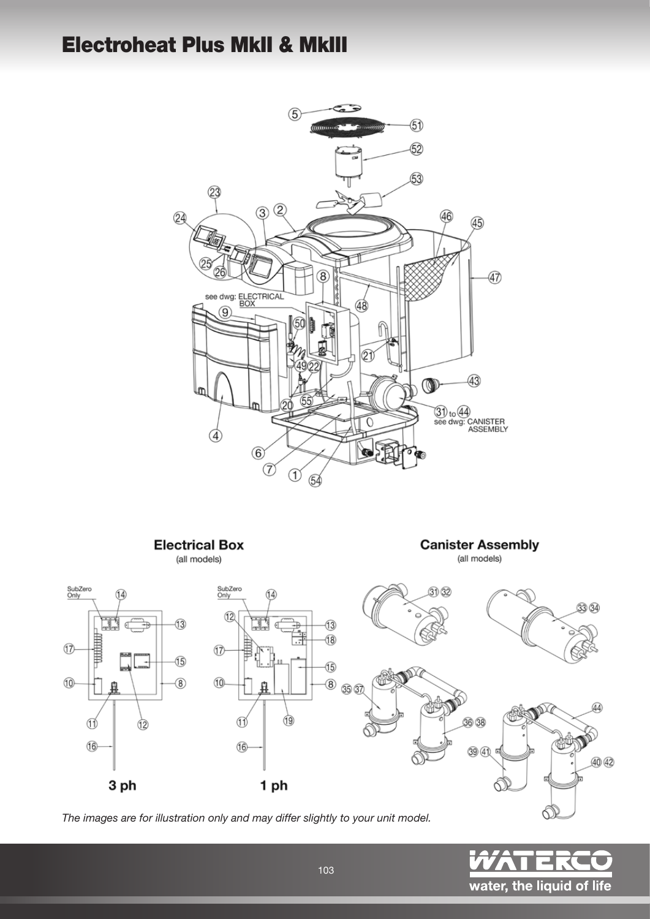# Electroheat Plus MkII & MkIII

## Electrical Box

(all models)

## Canister Assembly

(all models)

*The images are for illustration only and may differ slightly to your unit model.*